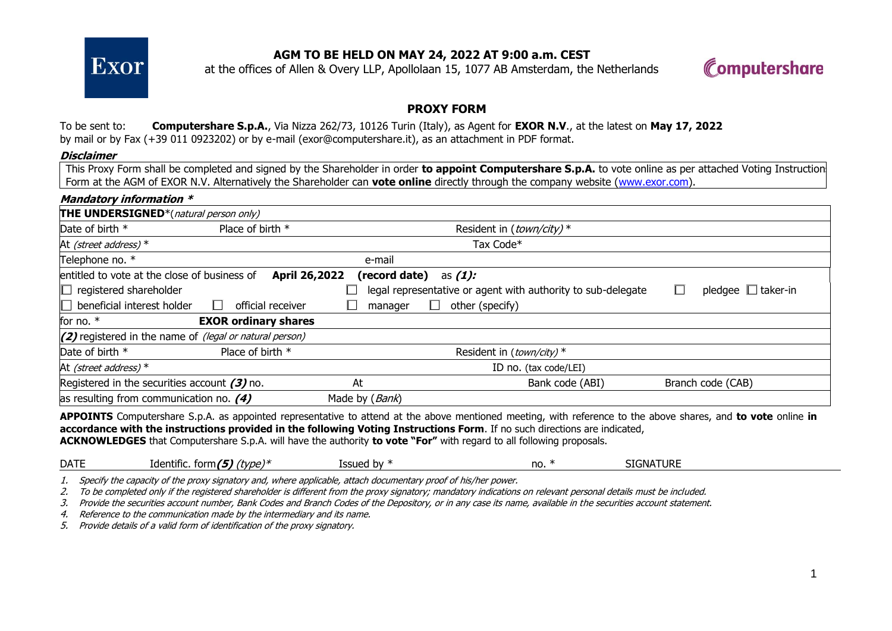## AGM TO BE HELD ON MAY 24, 2022 AT 9:00 a.m. CEST

at the offices of Allen & Overy LLP, Apollolaan 15, 1077 AB Amsterdam, the Netherlands

# PROXY FORM

To be sent to: **Computershare S.p.A.**, Via Nizza 262/73, 10126 Turin (Italy), as Agent for **EXOR N.V**., at the latest on **May 17, 2022** by mail or by Fax (+39 011 0923202) or by e-mail (exor@computershare.it), as an attachment in PDF format.

***Disclaimer***

This Proxy Form shall be completed and signed by the Shareholder in order **to appoint Computershare S.p.A.** to vote online as per attached Voting Instructions Form at the AGM of EXOR N.V. Alternatively the Shareholder can **vote online** directly through the company website (www.exor.com).

***Mandatory information \****

| | | | |
|---|---|---|---|
| **THE UNDERSIGNED**\*(*natural person only*) | | | |
| Date of birth \* | Place of birth \* | Resident in (*town/city*) \* | |
| At *(street address)* \* | | Tax Code\* | |
| Telephone no. \* | | e-mail | |
| entitled to vote at the close of business of **April 26,2022** **(record date)** as ***(1):*** | | | |
| ☐ registered shareholder | | ☐ legal representative or agent with authority to sub-delegate | ☐ pledgee ☐ taker-in |
| ☐ beneficial interest holder | ☐ official receiver | ☐ manager ☐ other (specify) | |
| for no. \* | **EXOR ordinary shares** | | |
| ***(2)*** registered in the name of *(legal or natural person)* | | | |
| Date of birth \* | Place of birth \* | Resident in (*town/city*) \* | |
| At *(street address)* \* | | ID no. (tax code/LEI) | |
| Registered in the securities account ***(3)*** no. | At | Bank code (ABI) | Branch code (CAB) |
| as resulting from communication no. ***(4)*** | Made by (*Bank*) | | |

**APPOINTS** Computershare S.p.A. as appointed representative to attend at the above mentioned meeting, with reference to the above shares, and **to vote** online **in accordance with the instructions provided in the following Voting Instructions Form**. If no such directions are indicated,
**ACKNOWLEDGES** that Computershare S.p.A. will have the authority **to vote "For"** with regard to all following proposals.

| DATE | Identific. form***(5)*** *(type)*\* | Issued by \* | no. \* | SIGNATURE |
|---|---|---|---|---|
| | | | | |

1. *Specify the capacity of the proxy signatory and, where applicable, attach documentary proof of his/her power.*
2. *To be completed only if the registered shareholder is different from the proxy signatory; mandatory indications on relevant personal details must be included.*
3. *Provide the securities account number, Bank Codes and Branch Codes of the Depository, or in any case its name, available in the securities account statement.*
4. *Reference to the communication made by the intermediary and its name.*
5. *Provide details of a valid form of identification of the proxy signatory.*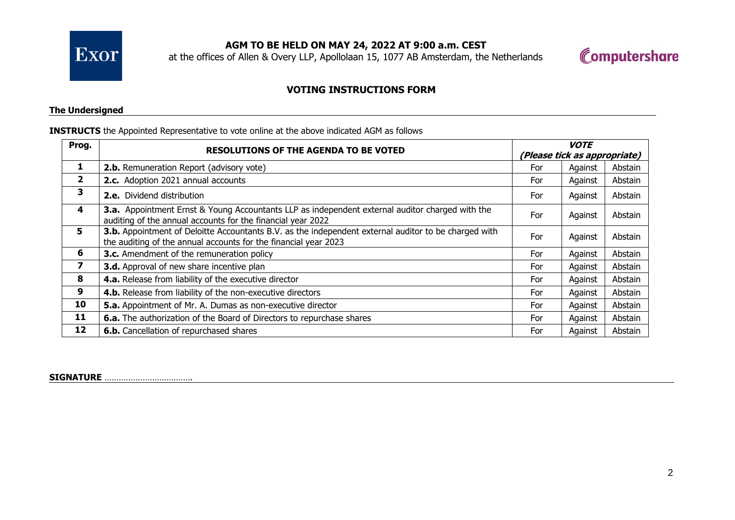Exor

**AGM TO BE HELD ON MAY 24, 2022 AT 9:00 a.m. CEST**
at the offices of Allen & Overy LLP, Apollolaan 15, 1077 AB Amsterdam, the Netherlands

Computershare

## VOTING INSTRUCTIONS FORM

**The Undersigned**

**INSTRUCTS** the Appointed Representative to vote online at the above indicated AGM as follows

| Prog. | RESOLUTIONS OF THE AGENDA TO BE VOTED | ***VOTE (Please tick as appropriate)*** | | |
|---|---|---|---|---|
| **1** | **2.b.** Remuneration Report (advisory vote) | For | Against | Abstain |
| **2** | **2.c.** Adoption 2021 annual accounts | For | Against | Abstain |
| **3** | **2.e.** Dividend distribution | For | Against | Abstain |
| **4** | **3.a.** Appointment Ernst & Young Accountants LLP as independent external auditor charged with the auditing of the annual accounts for the financial year 2022 | For | Against | Abstain |
| **5** | **3.b.** Appointment of Deloitte Accountants B.V. as the independent external auditor to be charged with the auditing of the annual accounts for the financial year 2023 | For | Against | Abstain |
| **6** | **3.c.** Amendment of the remuneration policy | For | Against | Abstain |
| **7** | **3.d.** Approval of new share incentive plan | For | Against | Abstain |
| **8** | **4.a.** Release from liability of the executive director | For | Against | Abstain |
| **9** | **4.b.** Release from liability of the non-executive directors | For | Against | Abstain |
| **10** | **5.a.** Appointment of Mr. A. Dumas as non-executive director | For | Against | Abstain |
| **11** | **6.a.** The authorization of the Board of Directors to repurchase shares | For | Against | Abstain |
| **12** | **6.b.** Cancellation of repurchased shares | For | Against | Abstain |

**SIGNATURE** ……………………………….